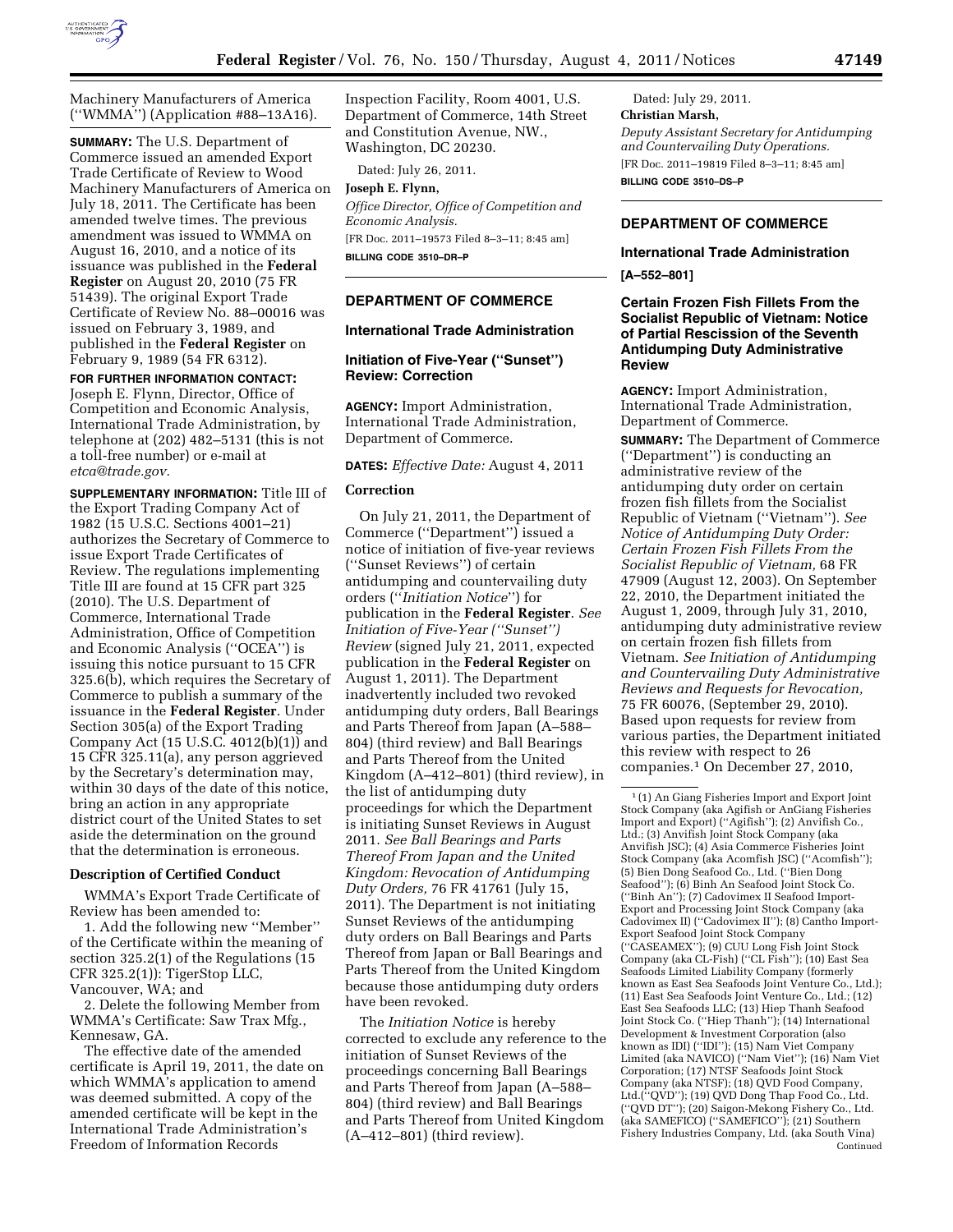Machinery Manufacturers of America (''WMMA'') (Application #88–13A16).

**SUMMARY:** The U.S. Department of Commerce issued an amended Export Trade Certificate of Review to Wood Machinery Manufacturers of America on July 18, 2011. The Certificate has been amended twelve times. The previous amendment was issued to WMMA on August 16, 2010, and a notice of its issuance was published in the **Federal Register** on August 20, 2010 (75 FR 51439). The original Export Trade Certificate of Review No. 88–00016 was issued on February 3, 1989, and published in the **Federal Register** on February 9, 1989 (54 FR 6312).

**FOR FURTHER INFORMATION CONTACT:** Joseph E. Flynn, Director, Office of Competition and Economic Analysis, International Trade Administration, by telephone at (202) 482–5131 (this is not a toll-free number) or e-mail at *etca@trade.gov.*

**SUPPLEMENTARY INFORMATION:** Title III of the Export Trading Company Act of 1982 (15 U.S.C. Sections 4001–21) authorizes the Secretary of Commerce to issue Export Trade Certificates of Review. The regulations implementing Title III are found at 15 CFR part 325 (2010). The U.S. Department of Commerce, International Trade Administration, Office of Competition and Economic Analysis (''OCEA'') is issuing this notice pursuant to 15 CFR 325.6(b), which requires the Secretary of Commerce to publish a summary of the issuance in the **Federal Register**. Under Section 305(a) of the Export Trading Company Act (15 U.S.C. 4012(b)(1)) and 15 CFR 325.11(a), any person aggrieved by the Secretary's determination may, within 30 days of the date of this notice, bring an action in any appropriate district court of the United States to set aside the determination on the ground that the determination is erroneous.

**Description of Certified Conduct**

WMMA's Export Trade Certificate of Review has been amended to:

1. Add the following new ''Member'' of the Certificate within the meaning of section 325.2(1) of the Regulations (15 CFR 325.2(1)): TigerStop LLC, Vancouver, WA; and

2. Delete the following Member from WMMA's Certificate: Saw Trax Mfg., Kennesaw, GA.

The effective date of the amended certificate is April 19, 2011, the date on which WMMA's application to amend was deemed submitted. A copy of the amended certificate will be kept in the International Trade Administration's Freedom of Information Records Inspection Facility, Room 4001, U.S. Department of Commerce, 14th Street and Constitution Avenue, NW., Washington, DC 20230.

Dated: July 26, 2011.

**Joseph E. Flynn,**

*Office Director, Office of Competition and Economic Analysis.*

[FR Doc. 2011–19573 Filed 8–3–11; 8:45 am]

**BILLING CODE 3510–DR–P**

## DEPARTMENT OF COMMERCE

### International Trade Administration

### Initiation of Five-Year (''Sunset'') Review: Correction

**AGENCY:** Import Administration, International Trade Administration, Department of Commerce.

**DATES:** *Effective Date:* August 4, 2011

**Correction**

On July 21, 2011, the Department of Commerce (''Department'') issued a notice of initiation of five-year reviews (''Sunset Reviews'') of certain antidumping and countervailing duty orders (''*Initiation Notice*'') for publication in the **Federal Register**. *See Initiation of Five-Year (''Sunset'') Review* (signed July 21, 2011, expected publication in the **Federal Register** on August 1, 2011). The Department inadvertently included two revoked antidumping duty orders, Ball Bearings and Parts Thereof from Japan (A–588–804) (third review) and Ball Bearings and Parts Thereof from the United Kingdom (A–412–801) (third review), in the list of antidumping duty proceedings for which the Department is initiating Sunset Reviews in August 2011. *See Ball Bearings and Parts Thereof From Japan and the United Kingdom: Revocation of Antidumping Duty Orders,* 76 FR 41761 (July 15, 2011). The Department is not initiating Sunset Reviews of the antidumping duty orders on Ball Bearings and Parts Thereof from Japan or Ball Bearings and Parts Thereof from the United Kingdom because those antidumping duty orders have been revoked.

The *Initiation Notice* is hereby corrected to exclude any reference to the initiation of Sunset Reviews of the proceedings concerning Ball Bearings and Parts Thereof from Japan (A–588–804) (third review) and Ball Bearings and Parts Thereof from United Kingdom (A–412–801) (third review).

Dated: July 29, 2011.

**Christian Marsh,**

*Deputy Assistant Secretary for Antidumping and Countervailing Duty Operations.*

[FR Doc. 2011–19819 Filed 8–3–11; 8:45 am]

**BILLING CODE 3510–DS–P**

## DEPARTMENT OF COMMERCE

### International Trade Administration

**[A–552–801]**

### Certain Frozen Fish Fillets From the Socialist Republic of Vietnam: Notice of Partial Rescission of the Seventh Antidumping Duty Administrative Review

**AGENCY:** Import Administration, International Trade Administration, Department of Commerce.

**SUMMARY:** The Department of Commerce (''Department'') is conducting an administrative review of the antidumping duty order on certain frozen fish fillets from the Socialist Republic of Vietnam (''Vietnam''). *See Notice of Antidumping Duty Order: Certain Frozen Fish Fillets From the Socialist Republic of Vietnam,* 68 FR 47909 (August 12, 2003). On September 22, 2010, the Department initiated the August 1, 2009, through July 31, 2010, antidumping duty administrative review on certain frozen fish fillets from Vietnam. *See Initiation of Antidumping and Countervailing Duty Administrative Reviews and Requests for Revocation,* 75 FR 60076, (September 29, 2010). Based upon requests for review from various parties, the Department initiated this review with respect to 26 companies.[1] On December 27, 2010,

[1] (1) An Giang Fisheries Import and Export Joint Stock Company (aka Agifish or AnGiang Fisheries Import and Export) (''Agifish''); (2) Anvifish Co., Ltd.; (3) Anvifish Joint Stock Company (aka Anvifish JSC); (4) Asia Commerce Fisheries Joint Stock Company (aka Acomfish JSC) (''Acomfish''); (5) Bien Dong Seafood Co., Ltd. (''Bien Dong Seafood''); (6) Binh An Seafood Joint Stock Co. (''Binh An''); (7) Cadovimex II Seafood Import-Export and Processing Joint Stock Company (aka Cadovimex II) (''Cadovimex II''); (8) Cantho Import-Export Seafood Joint Stock Company (''CASEAMEX''); (9) CUU Long Fish Joint Stock Company (aka CL-Fish) (''CL Fish''); (10) East Sea Seafoods Limited Liability Company (formerly known as East Sea Seafoods Joint Venture Co., Ltd.); (11) East Sea Seafoods Joint Venture Co., Ltd.; (12) East Sea Seafoods LLC; (13) Hiep Thanh Seafood Joint Stock Co. (''Hiep Thanh''); (14) International Development & Investment Corporation (also known as IDI) (''IDI''); (15) Nam Viet Company Limited (aka NAVICO) (''Nam Viet''); (16) Nam Viet Corporation; (17) NTSF Seafoods Joint Stock Company (aka NTSF); (18) QVD Food Company, Ltd.(''QVD''); (19) QVD Dong Thap Food Co., Ltd. (''QVD DT''); (20) Saigon-Mekong Fishery Co., Ltd. (aka SAMEFICO) (''SAMEFICO''); (21) Southern Fishery Industries Company, Ltd. (aka South Vina) Continued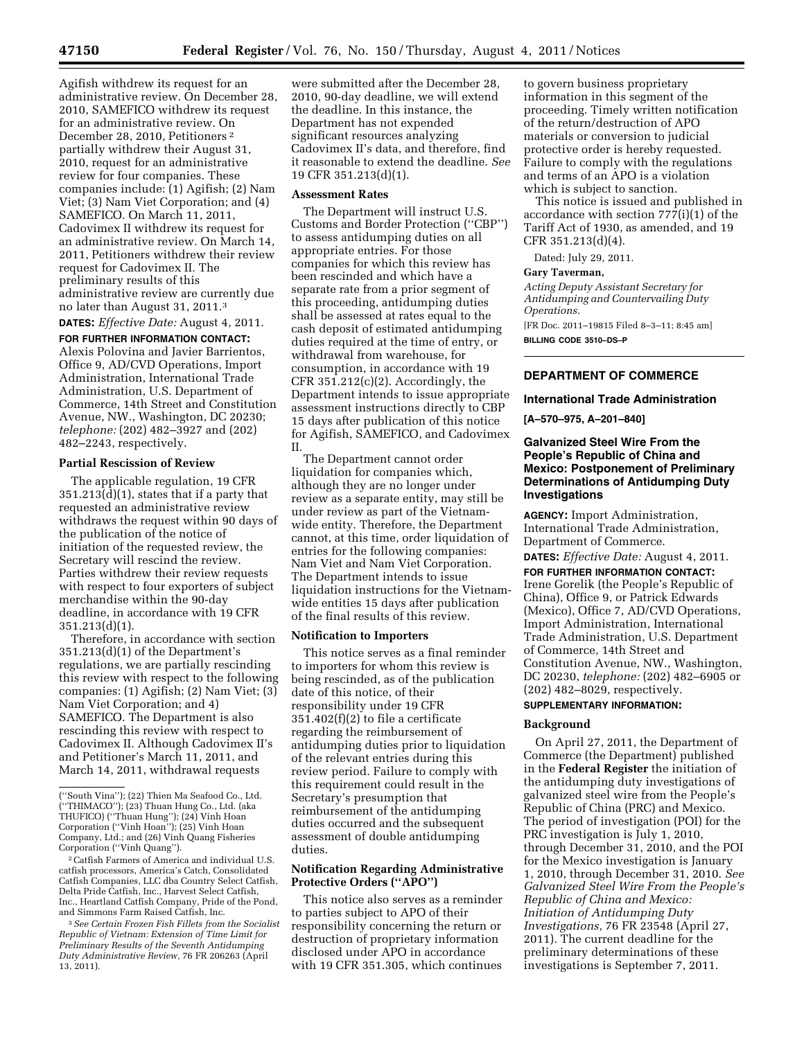Agifish withdrew its request for an administrative review. On December 28, 2010, SAMEFICO withdrew its request for an administrative review. On December 28, 2010, Petitioners [2] partially withdrew their August 31, 2010, request for an administrative review for four companies. These companies include: (1) Agifish; (2) Nam Viet; (3) Nam Viet Corporation; and (4) SAMEFICO. On March 11, 2011, Cadovimex II withdrew its request for an administrative review. On March 14, 2011, Petitioners withdrew their review request for Cadovimex II. The preliminary results of this administrative review are currently due no later than August 31, 2011.[3]

**DATES:** *Effective Date:* August 4, 2011.

**FOR FURTHER INFORMATION CONTACT:** Alexis Polovina and Javier Barrientos, Office 9, AD/CVD Operations, Import Administration, International Trade Administration, U.S. Department of Commerce, 14th Street and Constitution Avenue, NW., Washington, DC 20230; *telephone:* (202) 482–3927 and (202) 482–2243, respectively.

### Partial Rescission of Review

The applicable regulation, 19 CFR 351.213(d)(1), states that if a party that requested an administrative review withdraws the request within 90 days of the publication of the notice of initiation of the requested review, the Secretary will rescind the review. Parties withdrew their review requests with respect to four exporters of subject merchandise within the 90-day deadline, in accordance with 19 CFR 351.213(d)(1).

Therefore, in accordance with section 351.213(d)(1) of the Department's regulations, we are partially rescinding this review with respect to the following companies: (1) Agifish; (2) Nam Viet; (3) Nam Viet Corporation; and 4) SAMEFICO. The Department is also rescinding this review with respect to Cadovimex II. Although Cadovimex II's and Petitioner's March 11, 2011, and March 14, 2011, withdrawal requests were submitted after the December 28, 2010, 90-day deadline, we will extend the deadline. In this instance, the Department has not expended significant resources analyzing Cadovimex II's data, and therefore, find it reasonable to extend the deadline. *See* 19 CFR 351.213(d)(1).

### Assessment Rates

The Department will instruct U.S. Customs and Border Protection (''CBP'') to assess antidumping duties on all appropriate entries. For those companies for which this review has been rescinded and which have a separate rate from a prior segment of this proceeding, antidumping duties shall be assessed at rates equal to the cash deposit of estimated antidumping duties required at the time of entry, or withdrawal from warehouse, for consumption, in accordance with 19 CFR 351.212(c)(2). Accordingly, the Department intends to issue appropriate assessment instructions directly to CBP 15 days after publication of this notice for Agifish, SAMEFICO, and Cadovimex II.

The Department cannot order liquidation for companies which, although they are no longer under review as a separate entity, may still be under review as part of the Vietnam-wide entity. Therefore, the Department cannot, at this time, order liquidation of entries for the following companies: Nam Viet and Nam Viet Corporation. The Department intends to issue liquidation instructions for the Vietnam-wide entities 15 days after publication of the final results of this review.

### Notification to Importers

This notice serves as a final reminder to importers for whom this review is being rescinded, as of the publication date of this notice, of their responsibility under 19 CFR 351.402(f)(2) to file a certificate regarding the reimbursement of antidumping duties prior to liquidation of the relevant entries during this review period. Failure to comply with this requirement could result in the Secretary's presumption that reimbursement of the antidumping duties occurred and the subsequent assessment of double antidumping duties.

### Notification Regarding Administrative Protective Orders (''APO'')

This notice also serves as a reminder to parties subject to APO of their responsibility concerning the return or destruction of proprietary information disclosed under APO in accordance with 19 CFR 351.305, which continues to govern business proprietary information in this segment of the proceeding. Timely written notification of the return/destruction of APO materials or conversion to judicial protective order is hereby requested. Failure to comply with the regulations and terms of an APO is a violation which is subject to sanction.

This notice is issued and published in accordance with section 777(i)(1) of the Tariff Act of 1930, as amended, and 19 CFR 351.213(d)(4).

Dated: July 29, 2011.

**Gary Taverman,**

*Acting Deputy Assistant Secretary for Antidumping and Countervailing Duty Operations.*

[FR Doc. 2011–19815 Filed 8–3–11; 8:45 am]

**BILLING CODE 3510–DS–P**

---

(''South Vina''); (22) Thien Ma Seafood Co., Ltd. (''THIMACO''); (23) Thuan Hung Co., Ltd. (aka THUFICO) (''Thuan Hung''); (24) Vinh Hoan Corporation (''Vinh Hoan''); (25) Vinh Hoan Company, Ltd.; and (26) Vinh Quang Fisheries Corporation (''Vinh Quang'').

[2] Catfish Farmers of America and individual U.S. catfish processors, America's Catch, Consolidated Catfish Companies, LLC dba Country Select Catfish, Delta Pride Catfish, Inc., Harvest Select Catfish, Inc., Heartland Catfish Company, Pride of the Pond, and Simmons Farm Raised Catfish, Inc.

[3] *See Certain Frozen Fish Fillets from the Socialist Republic of Vietnam: Extension of Time Limit for Preliminary Results of the Seventh Antidumping Duty Administrative Review,* 76 FR 206263 (April 13, 2011).

---

## DEPARTMENT OF COMMERCE

### International Trade Administration

**[A–570–975, A–201–840]**

### Galvanized Steel Wire From the People's Republic of China and Mexico: Postponement of Preliminary Determinations of Antidumping Duty Investigations

**AGENCY:** Import Administration, International Trade Administration, Department of Commerce.

**DATES:** *Effective Date:* August 4, 2011.

**FOR FURTHER INFORMATION CONTACT:** Irene Gorelik (the People's Republic of China), Office 9, or Patrick Edwards (Mexico), Office 7, AD/CVD Operations, Import Administration, International Trade Administration, U.S. Department of Commerce, 14th Street and Constitution Avenue, NW., Washington, DC 20230, *telephone:* (202) 482–6905 or (202) 482–8029, respectively.

**SUPPLEMENTARY INFORMATION:**

### Background

On April 27, 2011, the Department of Commerce (the Department) published in the **Federal Register** the initiation of the antidumping duty investigations of galvanized steel wire from the People's Republic of China (PRC) and Mexico. The period of investigation (POI) for the PRC investigation is July 1, 2010, through December 31, 2010, and the POI for the Mexico investigation is January 1, 2010, through December 31, 2010. *See Galvanized Steel Wire From the People's Republic of China and Mexico: Initiation of Antidumping Duty Investigations,* 76 FR 23548 (April 27, 2011). The current deadline for the preliminary determinations of these investigations is September 7, 2011.